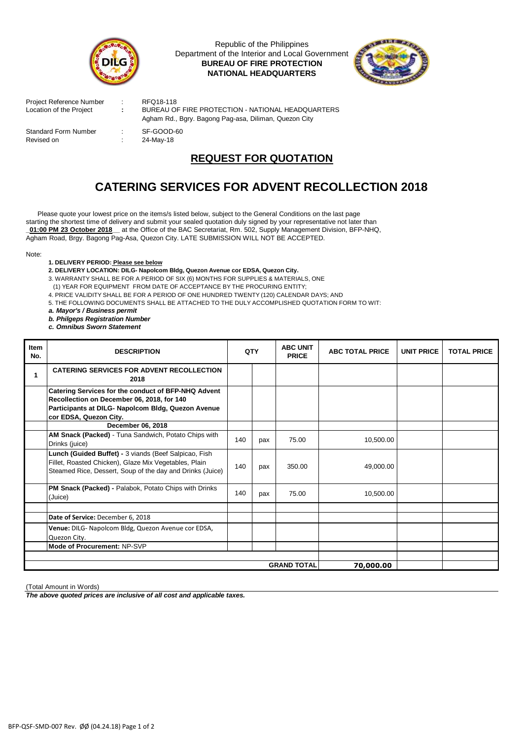Republic of the Philippines
Department of the Interior and Local Government
**BUREAU OF FIRE PROTECTION**
**NATIONAL HEADQUARTERS**

Project Reference Number : RFQ18-118
Location of the Project : BUREAU OF FIRE PROTECTION - NATIONAL HEADQUARTERS
Agham Rd., Bgry. Bagong Pag-asa, Diliman, Quezon City

Standard Form Number : SF-GOOD-60
Revised on : 24-May-18

## REQUEST FOR QUOTATION

# CATERING SERVICES FOR ADVENT RECOLLECTION 2018

Please quote your lowest price on the items/s listed below, subject to the General Conditions on the last page starting the shortest time of delivery and submit your sealed quotation duly signed by your representative not later than **_01:00 PM 23 October 2018_** at the Office of the BAC Secretariat, Rm. 502, Supply Management Division, BFP-NHQ, Agham Road, Brgy. Bagong Pag-Asa, Quezon City. LATE SUBMISSION WILL NOT BE ACCEPTED.

Note:

1. **DELIVERY PERIOD: Please see below**
2. **DELIVERY LOCATION: DILG- Napolcom Bldg, Quezon Avenue cor EDSA, Quezon City.**
3. WARRANTY SHALL BE FOR A PERIOD OF SIX (6) MONTHS FOR SUPPLIES & MATERIALS, ONE (1) YEAR FOR EQUIPMENT FROM DATE OF ACCEPTANCE BY THE PROCURING ENTITY;
4. PRICE VALIDITY SHALL BE FOR A PERIOD OF ONE HUNDRED TWENTY (120) CALENDAR DAYS; AND
5. THE FOLLOWING DOCUMENTS SHALL BE ATTACHED TO THE DULY ACCOMPLISHED QUOTATION FORM TO WIT:
   - ***a. Mayor's / Business permit***
   - ***b. Philgeps Registration Number***
   - ***c. Omnibus Sworn Statement***

| Item No. | DESCRIPTION | QTY | | ABC UNIT PRICE | ABC TOTAL PRICE | UNIT PRICE | TOTAL PRICE |
|---|---|---|---|---|---|---|---|
| 1 | **CATERING SERVICES FOR ADVENT RECOLLECTION 2018** | | | | | | |
| | **Catering Services for the conduct of BFP-NHQ Advent Recollection on December 06, 2018, for 140 Participants at DILG- Napolcom Bldg, Quezon Avenue cor EDSA, Quezon City.** | | | | | | |
| | **December 06, 2018** | | | | | | |
| | **AM Snack (Packed)** - Tuna Sandwich, Potato Chips with Drinks (juice) | 140 | pax | 75.00 | 10,500.00 | | |
| | **Lunch (Guided Buffet) -** 3 viands (Beef Salpicao, Fish Fillet, Roasted Chicken), Glaze Mix Vegetables, Plain Steamed Rice, Dessert, Soup of the day and Drinks (Juice) | 140 | pax | 350.00 | 49,000.00 | | |
| | **PM Snack (Packed) -** Palabok, Potato Chips with Drinks (Juice) | 140 | pax | 75.00 | 10,500.00 | | |
| | | | | | | | |
| | **Date of Service:** December 6, 2018 | | | | | | |
| | **Venue:** DILG- Napolcom Bldg, Quezon Avenue cor EDSA, Quezon City. | | | | | | |
| | **Mode of Procurement:** NP-SVP | | | | | | |
| | | | | | | | |
| | | | | **GRAND TOTAL** | **70,000.00** | | |

(Total Amount in Words)

***The above quoted prices are inclusive of all cost and applicable taxes.***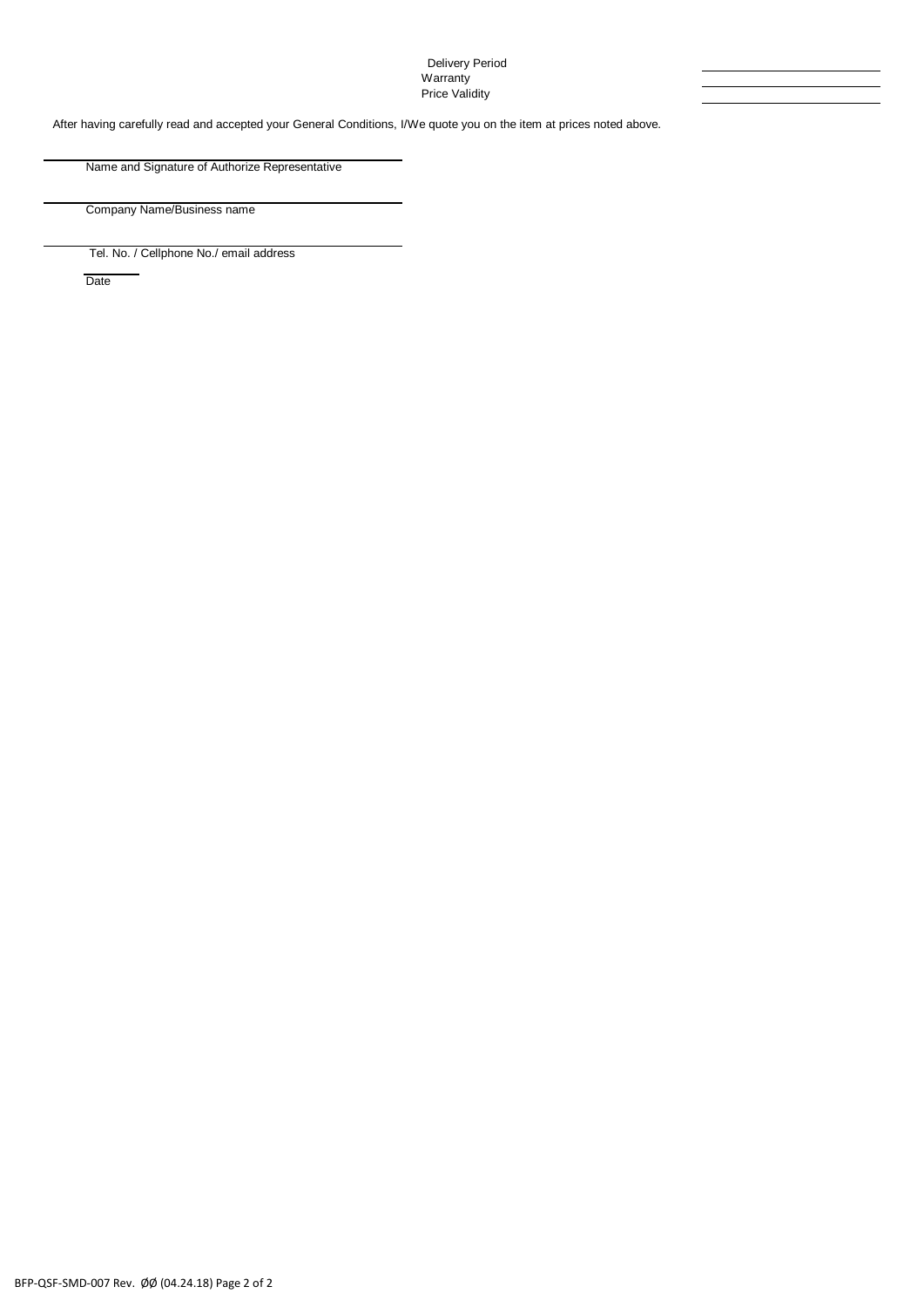Delivery Period \_\_\_\_\_\_\_\_\_\_\_\_\_\_\_\_\_\_\_\_

Warranty \_\_\_\_\_\_\_\_\_\_\_\_\_\_\_\_\_\_\_\_

Price Validity \_\_\_\_\_\_\_\_\_\_\_\_\_\_\_\_\_\_\_\_

After having carefully read and accepted your General Conditions, I/We quote you on the item at prices noted above.

\_\_\_\_\_\_\_\_\_\_\_\_\_\_\_\_\_\_\_\_\_\_\_\_\_\_\_\_\_\_\_\_\_\_\_\_\_\_\_\_

Name and Signature of Authorize Representative

\_\_\_\_\_\_\_\_\_\_\_\_\_\_\_\_\_\_\_\_\_\_\_\_\_\_\_\_\_\_\_\_\_\_\_\_\_\_\_\_

Company Name/Business name

\_\_\_\_\_\_\_\_\_\_\_\_\_\_\_\_\_\_\_\_\_\_\_\_\_\_\_\_\_\_\_\_\_\_\_\_\_\_\_\_

Tel. No. / Cellphone No./ email address

\_\_\_\_\_\_\_\_

Date

BFP-QSF-SMD-007 Rev. ØØ (04.24.18)